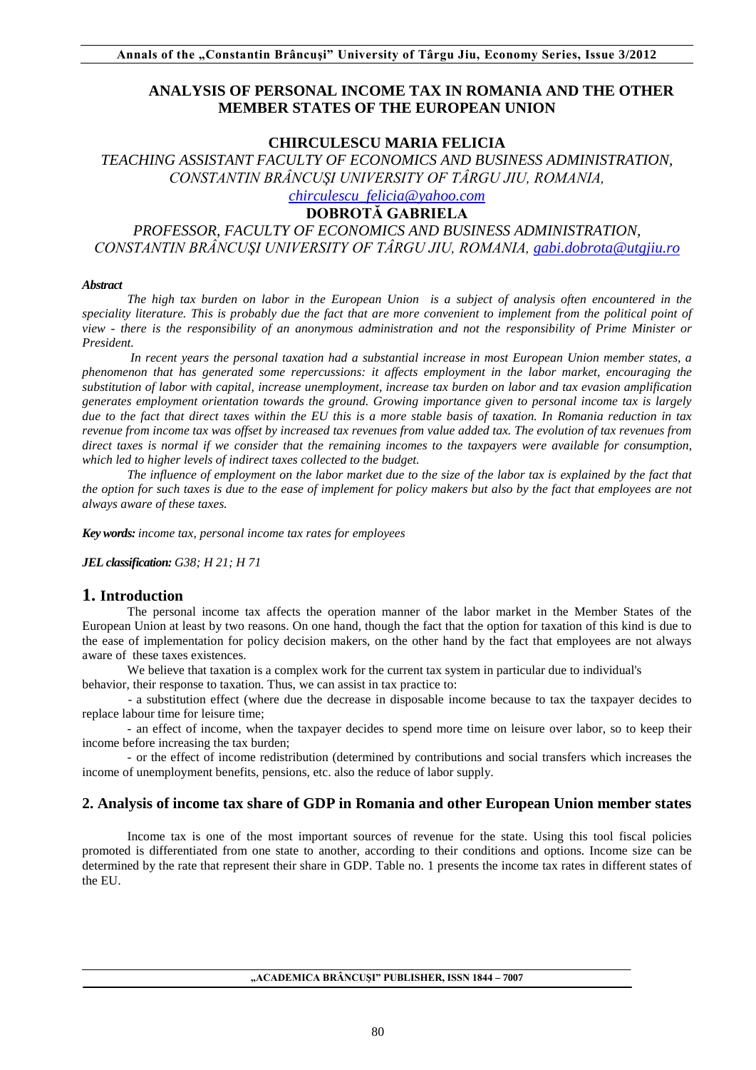# ANALYSIS OF PERSONAL INCOME TAX IN ROMANIA AND THE OTHER MEMBER STATES OF THE EUROPEAN UNION

**CHIRCULESCU MARIA FELICIA**

*TEACHING ASSISTANT FACULTY OF ECONOMICS AND BUSINESS ADMINISTRATION, CONSTANTIN BRÂNCUŞI UNIVERSITY OF TÂRGU JIU, ROMANIA,*
*chirculescu_felicia@yahoo.com*

**DOBROTĂ GABRIELA**

*PROFESSOR, FACULTY OF ECONOMICS AND BUSINESS ADMINISTRATION, CONSTANTIN BRÂNCUŞI UNIVERSITY OF TÂRGU JIU, ROMANIA, gabi.dobrota@utgjiu.ro*

***Abstract***

*The high tax burden on labor in the European Union is a subject of analysis often encountered in the speciality literature. This is probably due the fact that are more convenient to implement from the political point of view - there is the responsibility of an anonymous administration and not the responsibility of Prime Minister or President.*

*In recent years the personal taxation had a substantial increase in most European Union member states, a phenomenon that has generated some repercussions: it affects employment in the labor market, encouraging the substitution of labor with capital, increase unemployment, increase tax burden on labor and tax evasion amplification generates employment orientation towards the ground. Growing importance given to personal income tax is largely due to the fact that direct taxes within the EU this is a more stable basis of taxation. In Romania reduction in tax revenue from income tax was offset by increased tax revenues from value added tax. The evolution of tax revenues from direct taxes is normal if we consider that the remaining incomes to the taxpayers were available for consumption, which led to higher levels of indirect taxes collected to the budget.*

*The influence of employment on the labor market due to the size of the labor tax is explained by the fact that the option for such taxes is due to the ease of implement for policy makers but also by the fact that employees are not always aware of these taxes.*

***Key words:*** *income tax, personal income tax rates for employees*

***JEL classification:*** *G38; H 21; H 71*

## 1. Introduction

The personal income tax affects the operation manner of the labor market in the Member States of the European Union at least by two reasons. On one hand, though the fact that the option for taxation of this kind is due to the ease of implementation for policy decision makers, on the other hand by the fact that employees are not always aware of these taxes existences.

We believe that taxation is a complex work for the current tax system in particular due to individual's behavior, their response to taxation. Thus, we can assist in tax practice to:

- a substitution effect (where due the decrease in disposable income because to tax the taxpayer decides to replace labour time for leisure time;
- an effect of income, when the taxpayer decides to spend more time on leisure over labor, so to keep their income before increasing the tax burden;
- or the effect of income redistribution (determined by contributions and social transfers which increases the income of unemployment benefits, pensions, etc. also the reduce of labor supply.

## 2. Analysis of income tax share of GDP in Romania and other European Union member states

Income tax is one of the most important sources of revenue for the state. Using this tool fiscal policies promoted is differentiated from one state to another, according to their conditions and options. Income size can be determined by the rate that represent their share in GDP. Table no. 1 presents the income tax rates in different states of the EU.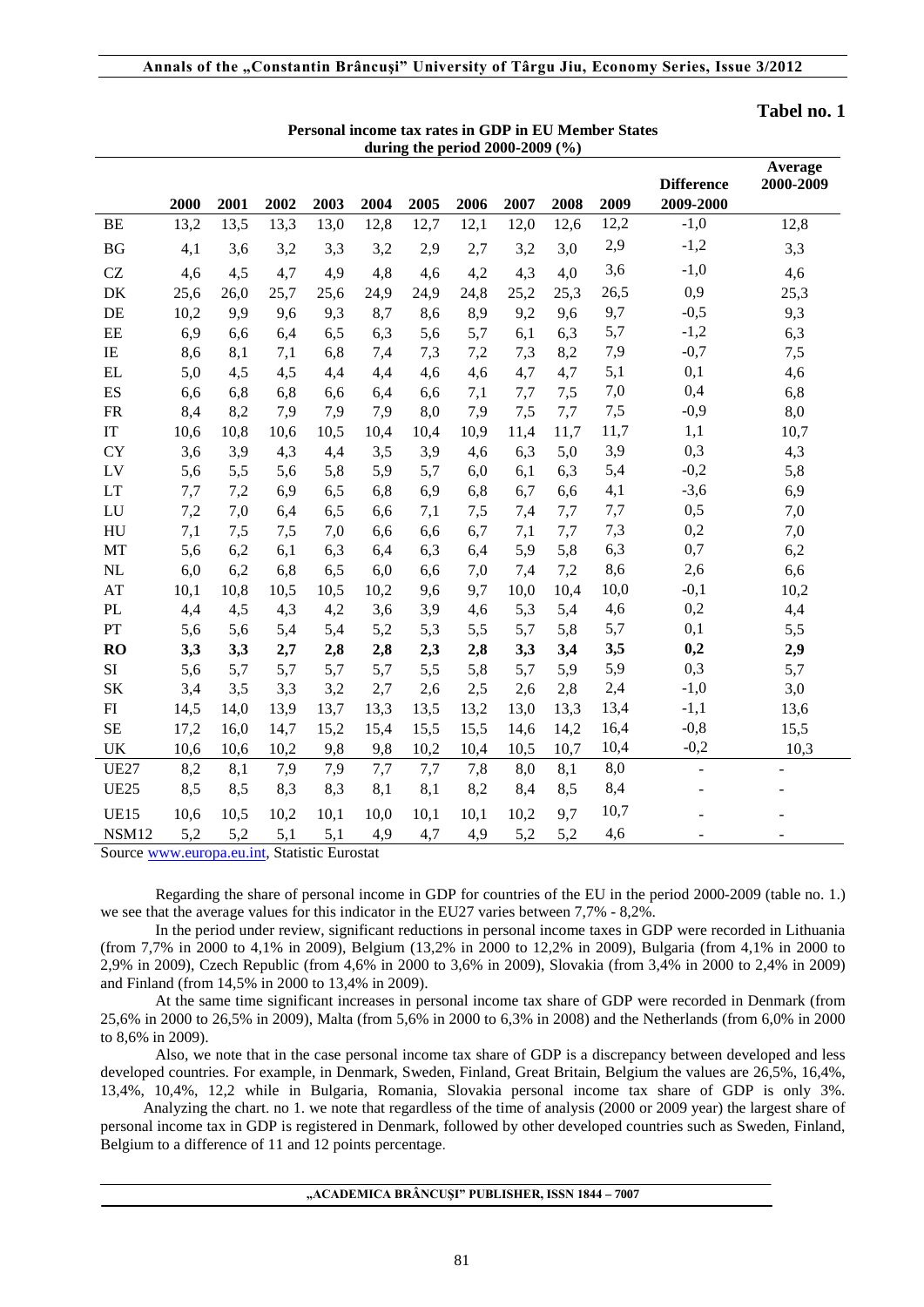**Tabel no. 1**

**Personal income tax rates in GDP in EU Member States during the period 2000-2009 (%)**

| | 2000 | 2001 | 2002 | 2003 | 2004 | 2005 | 2006 | 2007 | 2008 | 2009 | Difference 2009-2000 | Average 2000-2009 |
|---|---|---|---|---|---|---|---|---|---|---|---|---|
| BE | 13,2 | 13,5 | 13,3 | 13,0 | 12,8 | 12,7 | 12,1 | 12,0 | 12,6 | 12,2 | -1,0 | 12,8 |
| BG | 4,1 | 3,6 | 3,2 | 3,3 | 3,2 | 2,9 | 2,7 | 3,2 | 3,0 | 2,9 | -1,2 | 3,3 |
| CZ | 4,6 | 4,5 | 4,7 | 4,9 | 4,8 | 4,6 | 4,2 | 4,3 | 4,0 | 3,6 | -1,0 | 4,6 |
| DK | 25,6 | 26,0 | 25,7 | 25,6 | 24,9 | 24,9 | 24,8 | 25,2 | 25,3 | 26,5 | 0,9 | 25,3 |
| DE | 10,2 | 9,9 | 9,6 | 9,3 | 8,7 | 8,6 | 8,9 | 9,2 | 9,6 | 9,7 | -0,5 | 9,3 |
| EE | 6,9 | 6,6 | 6,4 | 6,5 | 6,3 | 5,6 | 5,7 | 6,1 | 6,3 | 5,7 | -1,2 | 6,3 |
| IE | 8,6 | 8,1 | 7,1 | 6,8 | 7,4 | 7,3 | 7,2 | 7,3 | 8,2 | 7,9 | -0,7 | 7,5 |
| EL | 5,0 | 4,5 | 4,5 | 4,4 | 4,4 | 4,6 | 4,6 | 4,7 | 4,7 | 5,1 | 0,1 | 4,6 |
| ES | 6,6 | 6,8 | 6,8 | 6,6 | 6,4 | 6,6 | 7,1 | 7,7 | 7,5 | 7,0 | 0,4 | 6,8 |
| FR | 8,4 | 8,2 | 7,9 | 7,9 | 7,9 | 8,0 | 7,9 | 7,5 | 7,7 | 7,5 | -0,9 | 8,0 |
| IT | 10,6 | 10,8 | 10,6 | 10,5 | 10,4 | 10,4 | 10,9 | 11,4 | 11,7 | 11,7 | 1,1 | 10,7 |
| CY | 3,6 | 3,9 | 4,3 | 4,4 | 3,5 | 3,9 | 4,6 | 6,3 | 5,0 | 3,9 | 0,3 | 4,3 |
| LV | 5,6 | 5,5 | 5,6 | 5,8 | 5,9 | 5,7 | 6,0 | 6,1 | 6,3 | 5,4 | -0,2 | 5,8 |
| LT | 7,7 | 7,2 | 6,9 | 6,5 | 6,8 | 6,9 | 6,8 | 6,7 | 6,6 | 4,1 | -3,6 | 6,9 |
| LU | 7,2 | 7,0 | 6,4 | 6,5 | 6,6 | 7,1 | 7,5 | 7,4 | 7,7 | 7,7 | 0,5 | 7,0 |
| HU | 7,1 | 7,5 | 7,5 | 7,0 | 6,6 | 6,6 | 6,7 | 7,1 | 7,7 | 7,3 | 0,2 | 7,0 |
| MT | 5,6 | 6,2 | 6,1 | 6,3 | 6,4 | 6,3 | 6,4 | 5,9 | 5,8 | 6,3 | 0,7 | 6,2 |
| NL | 6,0 | 6,2 | 6,8 | 6,5 | 6,0 | 6,6 | 7,0 | 7,4 | 7,2 | 8,6 | 2,6 | 6,6 |
| AT | 10,1 | 10,8 | 10,5 | 10,5 | 10,2 | 9,6 | 9,7 | 10,0 | 10,4 | 10,0 | -0,1 | 10,2 |
| PL | 4,4 | 4,5 | 4,3 | 4,2 | 3,6 | 3,9 | 4,6 | 5,3 | 5,4 | 4,6 | 0,2 | 4,4 |
| PT | 5,6 | 5,6 | 5,4 | 5,4 | 5,2 | 5,3 | 5,5 | 5,7 | 5,8 | 5,7 | 0,1 | 5,5 |
| **RO** | **3,3** | **3,3** | **2,7** | **2,8** | **2,8** | **2,3** | **2,8** | **3,3** | **3,4** | **3,5** | **0,2** | **2,9** |
| SI | 5,6 | 5,7 | 5,7 | 5,7 | 5,7 | 5,5 | 5,8 | 5,7 | 5,9 | 5,9 | 0,3 | 5,7 |
| SK | 3,4 | 3,5 | 3,3 | 3,2 | 2,7 | 2,6 | 2,5 | 2,6 | 2,8 | 2,4 | -1,0 | 3,0 |
| FI | 14,5 | 14,0 | 13,9 | 13,7 | 13,3 | 13,5 | 13,2 | 13,0 | 13,3 | 13,4 | -1,1 | 13,6 |
| SE | 17,2 | 16,0 | 14,7 | 15,2 | 15,4 | 15,5 | 15,5 | 14,6 | 14,2 | 16,4 | -0,8 | 15,5 |
| UK | 10,6 | 10,6 | 10,2 | 9,8 | 9,8 | 10,2 | 10,4 | 10,5 | 10,7 | 10,4 | -0,2 | 10,3 |
| UE27 | 8,2 | 8,1 | 7,9 | 7,9 | 7,7 | 7,7 | 7,8 | 8,0 | 8,1 | 8,0 | - | - |
| UE25 | 8,5 | 8,5 | 8,3 | 8,3 | 8,1 | 8,1 | 8,2 | 8,4 | 8,5 | 8,4 | - | - |
| UE15 | 10,6 | 10,5 | 10,2 | 10,1 | 10,0 | 10,1 | 10,1 | 10,2 | 9,7 | 10,7 | - | - |
| NSM12 | 5,2 | 5,2 | 5,1 | 5,1 | 4,9 | 4,7 | 4,9 | 5,2 | 5,2 | 4,6 | - | - |

Source www.europa.eu.int, Statistic Eurostat

Regarding the share of personal income in GDP for countries of the EU in the period 2000-2009 (table no. 1.) we see that the average values for this indicator in the EU27 varies between 7,7% - 8,2%.

In the period under review, significant reductions in personal income taxes in GDP were recorded in Lithuania (from 7,7% in 2000 to 4,1% in 2009), Belgium (13,2% in 2000 to 12,2% in 2009), Bulgaria (from 4,1% in 2000 to 2,9% in 2009), Czech Republic (from 4,6% in 2000 to 3,6% in 2009), Slovakia (from 3,4% in 2000 to 2,4% in 2009) and Finland (from 14,5% in 2000 to 13,4% in 2009).

At the same time significant increases in personal income tax share of GDP were recorded in Denmark (from 25,6% in 2000 to 26,5% in 2009), Malta (from 5,6% in 2000 to 6,3% in 2008) and the Netherlands (from 6,0% in 2000 to 8,6% in 2009).

Also, we note that in the case personal income tax share of GDP is a discrepancy between developed and less developed countries. For example, in Denmark, Sweden, Finland, Great Britain, Belgium the values are 26,5%, 16,4%, 13,4%, 10,4%, 12,2 while in Bulgaria, Romania, Slovakia personal income tax share of GDP is only 3%.

Analyzing the chart. no 1. we note that regardless of the time of analysis (2000 or 2009 year) the largest share of personal income tax in GDP is registered in Denmark, followed by other developed countries such as Sweden, Finland, Belgium to a difference of 11 and 12 points percentage.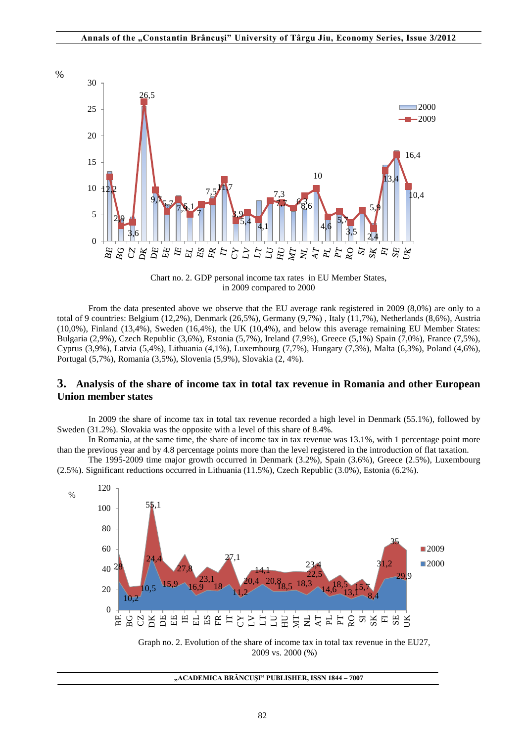Chart no. 2. GDP personal income tax rates in EU Member States, in 2009 compared to 2000

From the data presented above we observe that the EU average rank registered in 2009 (8,0%) are only to a total of 9 countries: Belgium (12,2%), Denmark (26,5%), Germany (9,7%) , Italy (11,7%), Netherlands (8,6%), Austria (10,0%), Finland (13,4%), Sweden (16,4%), the UK (10,4%), and below this average remaining EU Member States: Bulgaria (2,9%), Czech Republic (3,6%), Estonia (5,7%), Ireland (7,9%), Greece (5,1%) Spain (7,0%), France (7,5%), Cyprus (3,9%), Latvia (5,4%), Lithuania (4,1%), Luxembourg (7,7%), Hungary (7,3%), Malta (6,3%), Poland (4,6%), Portugal (5,7%), Romania (3,5%), Slovenia (5,9%), Slovakia (2, 4%).

## 3. Analysis of the share of income tax in total tax revenue in Romania and other European Union member states

In 2009 the share of income tax in total tax revenue recorded a high level in Denmark (55.1%), followed by Sweden (31.2%). Slovakia was the opposite with a level of this share of 8.4%.

In Romania, at the same time, the share of income tax in tax revenue was 13.1%, with 1 percentage point more than the previous year and by 4.8 percentage points more than the level registered in the introduction of flat taxation.

The 1995-2009 time major growth occurred in Denmark (3.2%), Spain (3.6%), Greece (2.5%), Luxembourg (2.5%). Significant reductions occurred in Lithuania (11.5%), Czech Republic (3.0%), Estonia (6.2%).

Graph no. 2. Evolution of the share of income tax in total tax revenue in the EU27, 2009 vs. 2000 (%)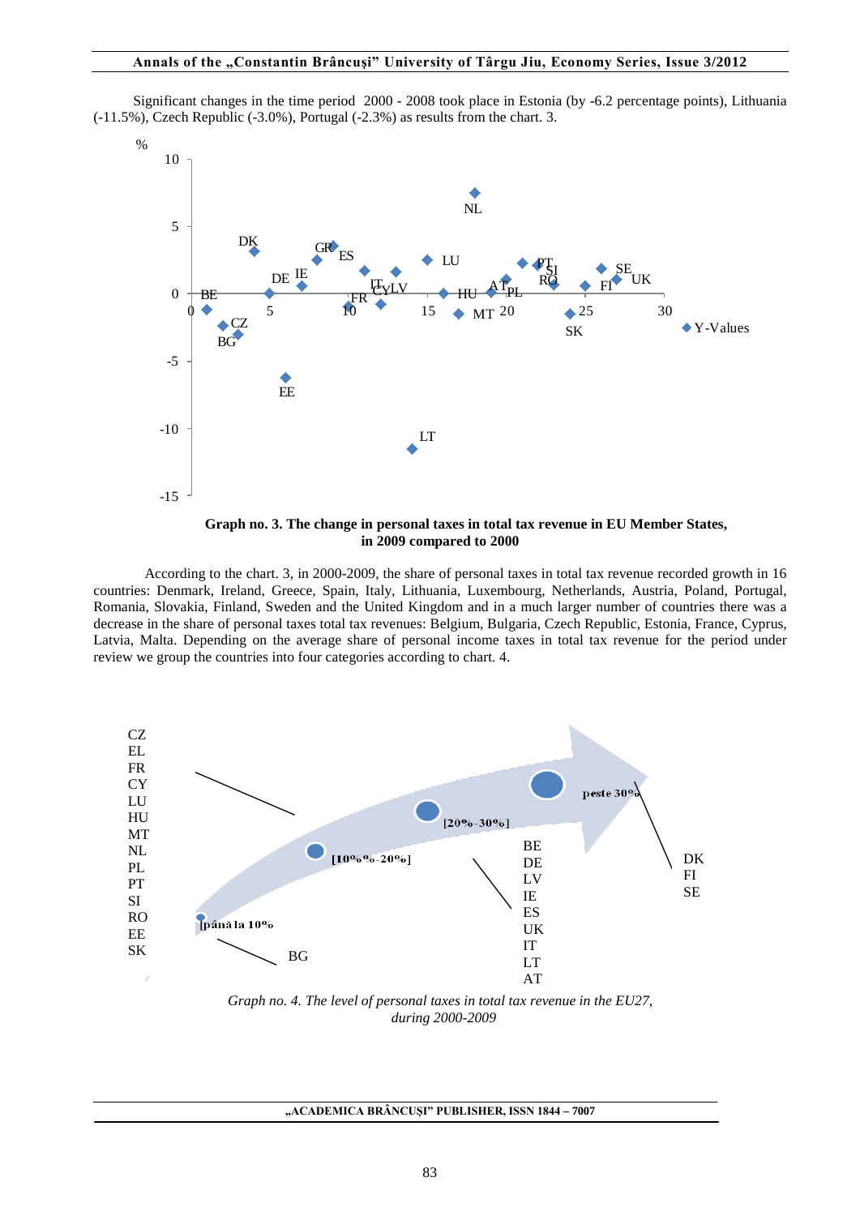Significant changes in the time period 2000 - 2008 took place in Estonia (by -6.2 percentage points), Lithuania (-11.5%), Czech Republic (-3.0%), Portugal (-2.3%) as results from the chart. 3.

**Graph no. 3. The change in personal taxes in total tax revenue in EU Member States, in 2009 compared to 2000**

According to the chart. 3, in 2000-2009, the share of personal taxes in total tax revenue recorded growth in 16 countries: Denmark, Ireland, Greece, Spain, Italy, Lithuania, Luxembourg, Netherlands, Austria, Poland, Portugal, Romania, Slovakia, Finland, Sweden and the United Kingdom and in a much larger number of countries there was a decrease in the share of personal taxes total tax revenues: Belgium, Bulgaria, Czech Republic, Estonia, France, Cyprus, Latvia, Malta. Depending on the average share of personal income taxes in total tax revenue for the period under review we group the countries into four categories according to chart. 4.

*Graph no. 4. The level of personal taxes in total tax revenue in the EU27, during 2000-2009*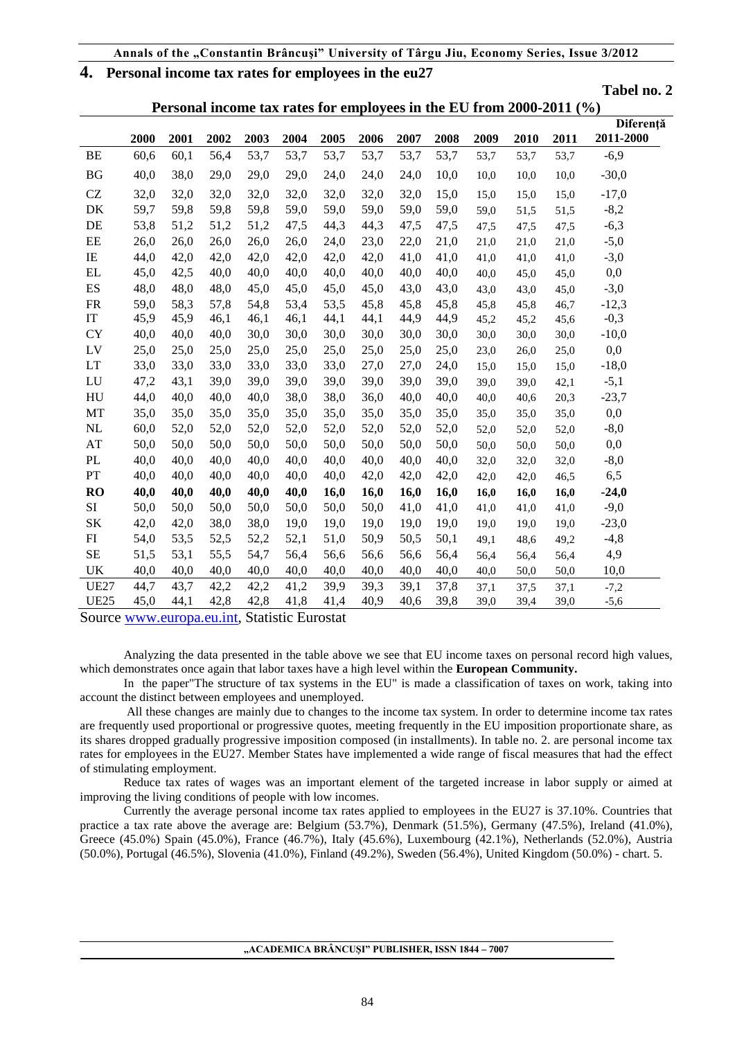## 4. Personal income tax rates for employees in the eu27

**Tabel no. 2**

**Personal income tax rates for employees in the EU from 2000-2011 (%)**

| | 2000 | 2001 | 2002 | 2003 | 2004 | 2005 | 2006 | 2007 | 2008 | 2009 | 2010 | 2011 | Diferență 2011-2000 |
|---|---|---|---|---|---|---|---|---|---|---|---|---|---|
| BE | 60,6 | 60,1 | 56,4 | 53,7 | 53,7 | 53,7 | 53,7 | 53,7 | 53,7 | 53,7 | 53,7 | 53,7 | -6,9 |
| BG | 40,0 | 38,0 | 29,0 | 29,0 | 29,0 | 24,0 | 24,0 | 24,0 | 10,0 | 10,0 | 10,0 | 10,0 | -30,0 |
| CZ | 32,0 | 32,0 | 32,0 | 32,0 | 32,0 | 32,0 | 32,0 | 32,0 | 15,0 | 15,0 | 15,0 | 15,0 | -17,0 |
| DK | 59,7 | 59,8 | 59,8 | 59,8 | 59,0 | 59,0 | 59,0 | 59,0 | 59,0 | 59,0 | 51,5 | 51,5 | -8,2 |
| DE | 53,8 | 51,2 | 51,2 | 51,2 | 47,5 | 44,3 | 44,3 | 47,5 | 47,5 | 47,5 | 47,5 | 47,5 | -6,3 |
| EE | 26,0 | 26,0 | 26,0 | 26,0 | 26,0 | 24,0 | 23,0 | 22,0 | 21,0 | 21,0 | 21,0 | 21,0 | -5,0 |
| IE | 44,0 | 42,0 | 42,0 | 42,0 | 42,0 | 42,0 | 42,0 | 41,0 | 41,0 | 41,0 | 41,0 | 41,0 | -3,0 |
| EL | 45,0 | 42,5 | 40,0 | 40,0 | 40,0 | 40,0 | 40,0 | 40,0 | 40,0 | 40,0 | 45,0 | 45,0 | 0,0 |
| ES | 48,0 | 48,0 | 48,0 | 45,0 | 45,0 | 45,0 | 45,0 | 43,0 | 43,0 | 43,0 | 43,0 | 45,0 | -3,0 |
| FR | 59,0 | 58,3 | 57,8 | 54,8 | 53,4 | 53,5 | 45,8 | 45,8 | 45,8 | 45,8 | 45,8 | 46,7 | -12,3 |
| IT | 45,9 | 45,9 | 46,1 | 46,1 | 46,1 | 44,1 | 44,1 | 44,9 | 44,9 | 45,2 | 45,2 | 45,6 | -0,3 |
| CY | 40,0 | 40,0 | 40,0 | 30,0 | 30,0 | 30,0 | 30,0 | 30,0 | 30,0 | 30,0 | 30,0 | 30,0 | -10,0 |
| LV | 25,0 | 25,0 | 25,0 | 25,0 | 25,0 | 25,0 | 25,0 | 25,0 | 25,0 | 23,0 | 26,0 | 25,0 | 0,0 |
| LT | 33,0 | 33,0 | 33,0 | 33,0 | 33,0 | 33,0 | 27,0 | 27,0 | 24,0 | 15,0 | 15,0 | 15,0 | -18,0 |
| LU | 47,2 | 43,1 | 39,0 | 39,0 | 39,0 | 39,0 | 39,0 | 39,0 | 39,0 | 39,0 | 39,0 | 42,1 | -5,1 |
| HU | 44,0 | 40,0 | 40,0 | 40,0 | 38,0 | 38,0 | 36,0 | 40,0 | 40,0 | 40,0 | 40,6 | 20,3 | -23,7 |
| MT | 35,0 | 35,0 | 35,0 | 35,0 | 35,0 | 35,0 | 35,0 | 35,0 | 35,0 | 35,0 | 35,0 | 35,0 | 0,0 |
| NL | 60,0 | 52,0 | 52,0 | 52,0 | 52,0 | 52,0 | 52,0 | 52,0 | 52,0 | 52,0 | 52,0 | 52,0 | -8,0 |
| AT | 50,0 | 50,0 | 50,0 | 50,0 | 50,0 | 50,0 | 50,0 | 50,0 | 50,0 | 50,0 | 50,0 | 50,0 | 0,0 |
| PL | 40,0 | 40,0 | 40,0 | 40,0 | 40,0 | 40,0 | 40,0 | 40,0 | 40,0 | 32,0 | 32,0 | 32,0 | -8,0 |
| PT | 40,0 | 40,0 | 40,0 | 40,0 | 40,0 | 40,0 | 42,0 | 42,0 | 42,0 | 42,0 | 42,0 | 46,5 | 6,5 |
| **RO** | **40,0** | **40,0** | **40,0** | **40,0** | **40,0** | **16,0** | **16,0** | **16,0** | **16,0** | **16,0** | **16,0** | **16,0** | **-24,0** |
| SI | 50,0 | 50,0 | 50,0 | 50,0 | 50,0 | 50,0 | 50,0 | 41,0 | 41,0 | 41,0 | 41,0 | 41,0 | -9,0 |
| SK | 42,0 | 42,0 | 38,0 | 38,0 | 19,0 | 19,0 | 19,0 | 19,0 | 19,0 | 19,0 | 19,0 | 19,0 | -23,0 |
| FI | 54,0 | 53,5 | 52,5 | 52,2 | 52,1 | 51,0 | 50,9 | 50,5 | 50,1 | 49,1 | 48,6 | 49,2 | -4,8 |
| SE | 51,5 | 53,1 | 55,5 | 54,7 | 56,4 | 56,6 | 56,6 | 56,6 | 56,4 | 56,4 | 56,4 | 56,4 | 4,9 |
| UK | 40,0 | 40,0 | 40,0 | 40,0 | 40,0 | 40,0 | 40,0 | 40,0 | 40,0 | 40,0 | 50,0 | 50,0 | 10,0 |
| UE27 | 44,7 | 43,7 | 42,2 | 42,2 | 41,2 | 39,9 | 39,3 | 39,1 | 37,8 | 37,1 | 37,5 | 37,1 | -7,2 |
| UE25 | 45,0 | 44,1 | 42,8 | 42,8 | 41,8 | 41,4 | 40,9 | 40,6 | 39,8 | 39,0 | 39,4 | 39,0 | -5,6 |

Source www.europa.eu.int, Statistic Eurostat

Analyzing the data presented in the table above we see that EU income taxes on personal record high values, which demonstrates once again that labor taxes have a high level within the **European Community.**

In the paper"The structure of tax systems in the EU" is made a classification of taxes on work, taking into account the distinct between employees and unemployed.

All these changes are mainly due to changes to the income tax system. In order to determine income tax rates are frequently used proportional or progressive quotes, meeting frequently in the EU imposition proportionate share, as its shares dropped gradually progressive imposition composed (in installments). In table no. 2. are personal income tax rates for employees in the EU27. Member States have implemented a wide range of fiscal measures that had the effect of stimulating employment.

Reduce tax rates of wages was an important element of the targeted increase in labor supply or aimed at improving the living conditions of people with low incomes.

Currently the average personal income tax rates applied to employees in the EU27 is 37.10%. Countries that practice a tax rate above the average are: Belgium (53.7%), Denmark (51.5%), Germany (47.5%), Ireland (41.0%), Greece (45.0%) Spain (45.0%), France (46.7%), Italy (45.6%), Luxembourg (42.1%), Netherlands (52.0%), Austria (50.0%), Portugal (46.5%), Slovenia (41.0%), Finland (49.2%), Sweden (56.4%), United Kingdom (50.0%) - chart. 5.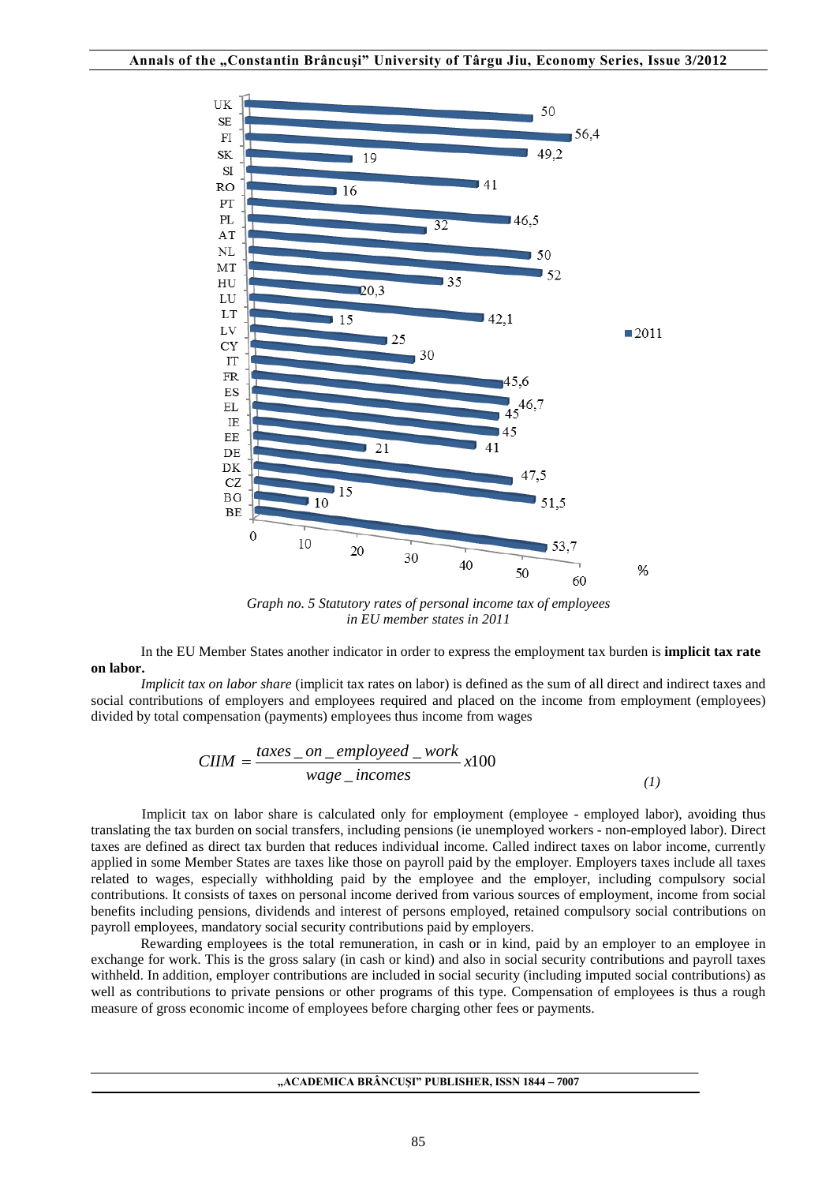*Graph no. 5 Statutory rates of personal income tax of employees in EU member states in 2011*

In the EU Member States another indicator in order to express the employment tax burden is **implicit tax rate on labor.**

*Implicit tax on labor share* (implicit tax rates on labor) is defined as the sum of all direct and indirect taxes and social contributions of employers and employees required and placed on the income from employment (employees) divided by total compensation (payments) employees thus income from wages

$$CIIM = \frac{taxes\_on\_employeed\_work}{wage\_incomes} x100 \qquad (1)$$

Implicit tax on labor share is calculated only for employment (employee - employed labor), avoiding thus translating the tax burden on social transfers, including pensions (ie unemployed workers - non-employed labor). Direct taxes are defined as direct tax burden that reduces individual income. Called indirect taxes on labor income, currently applied in some Member States are taxes like those on payroll paid by the employer. Employers taxes include all taxes related to wages, especially withholding paid by the employee and the employer, including compulsory social contributions. It consists of taxes on personal income derived from various sources of employment, income from social benefits including pensions, dividends and interest of persons employed, retained compulsory social contributions on payroll employees, mandatory social security contributions paid by employers.

Rewarding employees is the total remuneration, in cash or in kind, paid by an employer to an employee in exchange for work. This is the gross salary (in cash or kind) and also in social security contributions and payroll taxes withheld. In addition, employer contributions are included in social security (including imputed social contributions) as well as contributions to private pensions or other programs of this type. Compensation of employees is thus a rough measure of gross economic income of employees before charging other fees or payments.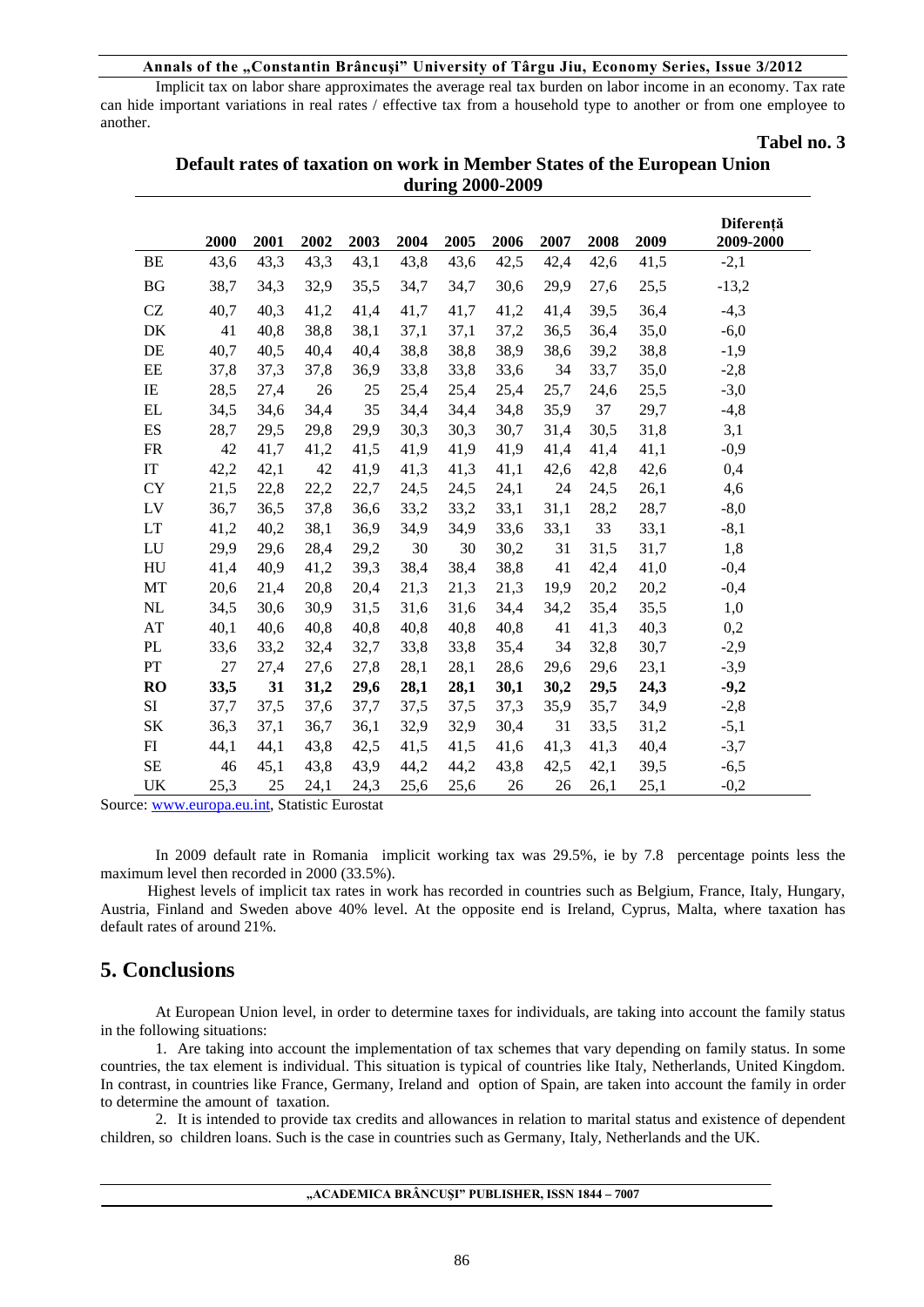Implicit tax on labor share approximates the average real tax burden on labor income in an economy. Tax rate can hide important variations in real rates / effective tax from a household type to another or from one employee to another.

**Tabel no. 3**

**Default rates of taxation on work in Member States of the European Union during 2000-2009**

| | 2000 | 2001 | 2002 | 2003 | 2004 | 2005 | 2006 | 2007 | 2008 | 2009 | Diferență 2009-2000 |
|---|---|---|---|---|---|---|---|---|---|---|---|
| BE | 43,6 | 43,3 | 43,3 | 43,1 | 43,8 | 43,6 | 42,5 | 42,4 | 42,6 | 41,5 | -2,1 |
| BG | 38,7 | 34,3 | 32,9 | 35,5 | 34,7 | 34,7 | 30,6 | 29,9 | 27,6 | 25,5 | -13,2 |
| CZ | 40,7 | 40,3 | 41,2 | 41,4 | 41,7 | 41,7 | 41,2 | 41,4 | 39,5 | 36,4 | -4,3 |
| DK | 41 | 40,8 | 38,8 | 38,1 | 37,1 | 37,1 | 37,2 | 36,5 | 36,4 | 35,0 | -6,0 |
| DE | 40,7 | 40,5 | 40,4 | 40,4 | 38,8 | 38,8 | 38,9 | 38,6 | 39,2 | 38,8 | -1,9 |
| EE | 37,8 | 37,3 | 37,8 | 36,9 | 33,8 | 33,8 | 33,6 | 34 | 33,7 | 35,0 | -2,8 |
| IE | 28,5 | 27,4 | 26 | 25 | 25,4 | 25,4 | 25,4 | 25,7 | 24,6 | 25,5 | -3,0 |
| EL | 34,5 | 34,6 | 34,4 | 35 | 34,4 | 34,4 | 34,8 | 35,9 | 37 | 29,7 | -4,8 |
| ES | 28,7 | 29,5 | 29,8 | 29,9 | 30,3 | 30,3 | 30,7 | 31,4 | 30,5 | 31,8 | 3,1 |
| FR | 42 | 41,7 | 41,2 | 41,5 | 41,9 | 41,9 | 41,9 | 41,4 | 41,4 | 41,1 | -0,9 |
| IT | 42,2 | 42,1 | 42 | 41,9 | 41,3 | 41,3 | 41,1 | 42,6 | 42,8 | 42,6 | 0,4 |
| CY | 21,5 | 22,8 | 22,2 | 22,7 | 24,5 | 24,5 | 24,1 | 24 | 24,5 | 26,1 | 4,6 |
| LV | 36,7 | 36,5 | 37,8 | 36,6 | 33,2 | 33,2 | 33,1 | 31,1 | 28,2 | 28,7 | -8,0 |
| LT | 41,2 | 40,2 | 38,1 | 36,9 | 34,9 | 34,9 | 33,6 | 33,1 | 33 | 33,1 | -8,1 |
| LU | 29,9 | 29,6 | 28,4 | 29,2 | 30 | 30 | 30,2 | 31 | 31,5 | 31,7 | 1,8 |
| HU | 41,4 | 40,9 | 41,2 | 39,3 | 38,4 | 38,4 | 38,8 | 41 | 42,4 | 41,0 | -0,4 |
| MT | 20,6 | 21,4 | 20,8 | 20,4 | 21,3 | 21,3 | 21,3 | 19,9 | 20,2 | 20,2 | -0,4 |
| NL | 34,5 | 30,6 | 30,9 | 31,5 | 31,6 | 31,6 | 34,4 | 34,2 | 35,4 | 35,5 | 1,0 |
| AT | 40,1 | 40,6 | 40,8 | 40,8 | 40,8 | 40,8 | 40,8 | 41 | 41,3 | 40,3 | 0,2 |
| PL | 33,6 | 33,2 | 32,4 | 32,7 | 33,8 | 33,8 | 35,4 | 34 | 32,8 | 30,7 | -2,9 |
| PT | 27 | 27,4 | 27,6 | 27,8 | 28,1 | 28,1 | 28,6 | 29,6 | 29,6 | 23,1 | -3,9 |
| **RO** | **33,5** | **31** | **31,2** | **29,6** | **28,1** | **28,1** | **30,1** | **30,2** | **29,5** | **24,3** | **-9,2** |
| SI | 37,7 | 37,5 | 37,6 | 37,7 | 37,5 | 37,5 | 37,3 | 35,9 | 35,7 | 34,9 | -2,8 |
| SK | 36,3 | 37,1 | 36,7 | 36,1 | 32,9 | 32,9 | 30,4 | 31 | 33,5 | 31,2 | -5,1 |
| FI | 44,1 | 44,1 | 43,8 | 42,5 | 41,5 | 41,5 | 41,6 | 41,3 | 41,3 | 40,4 | -3,7 |
| SE | 46 | 45,1 | 43,8 | 43,9 | 44,2 | 44,2 | 43,8 | 42,5 | 42,1 | 39,5 | -6,5 |
| UK | 25,3 | 25 | 24,1 | 24,3 | 25,6 | 25,6 | 26 | 26 | 26,1 | 25,1 | -0,2 |

Source: www.europa.eu.int, Statistic Eurostat

In 2009 default rate in Romania implicit working tax was 29.5%, ie by 7.8 percentage points less the maximum level then recorded in 2000 (33.5%).

Highest levels of implicit tax rates in work has recorded in countries such as Belgium, France, Italy, Hungary, Austria, Finland and Sweden above 40% level. At the opposite end is Ireland, Cyprus, Malta, where taxation has default rates of around 21%.

## 5. Conclusions

At European Union level, in order to determine taxes for individuals, are taking into account the family status in the following situations:

1. Are taking into account the implementation of tax schemes that vary depending on family status. In some countries, the tax element is individual. This situation is typical of countries like Italy, Netherlands, United Kingdom. In contrast, in countries like France, Germany, Ireland and option of Spain, are taken into account the family in order to determine the amount of taxation.

2. It is intended to provide tax credits and allowances in relation to marital status and existence of dependent children, so children loans. Such is the case in countries such as Germany, Italy, Netherlands and the UK.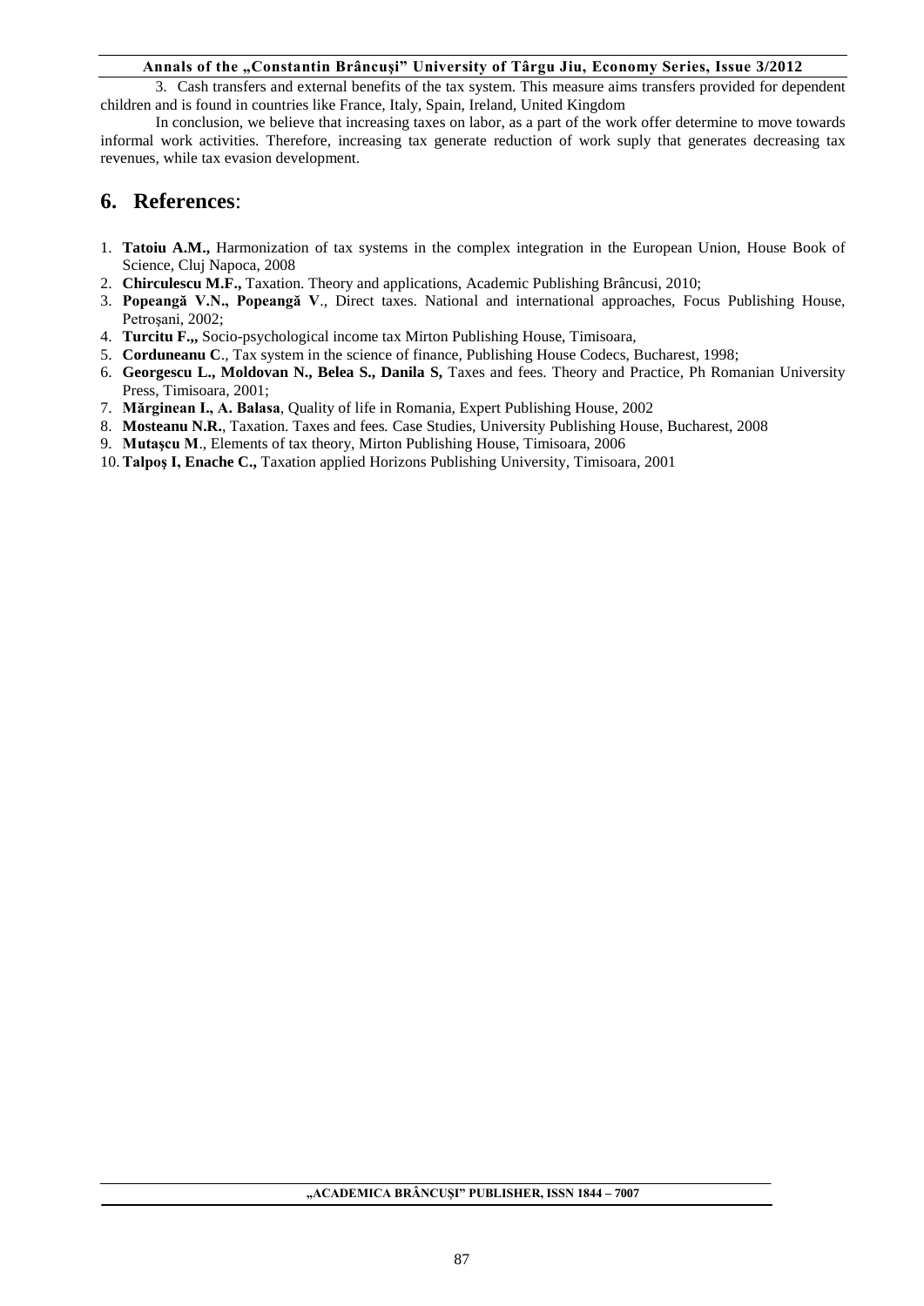3. Cash transfers and external benefits of the tax system. This measure aims transfers provided for dependent children and is found in countries like France, Italy, Spain, Ireland, United Kingdom

In conclusion, we believe that increasing taxes on labor, as a part of the work offer determine to move towards informal work activities. Therefore, increasing tax generate reduction of work suply that generates decreasing tax revenues, while tax evasion development.

## 6. References:

1. **Tatoiu A.M.,** Harmonization of tax systems in the complex integration in the European Union, House Book of Science, Cluj Napoca, 2008
2. **Chirculescu M.F.,** Taxation. Theory and applications, Academic Publishing Brâncusi, 2010;
3. **Popeangă V.N., Popeangă V**., Direct taxes. National and international approaches, Focus Publishing House, Petroşani, 2002;
4. **Turcitu F.,,** Socio-psychological income tax Mirton Publishing House, Timisoara,
5. **Corduneanu C**., Tax system in the science of finance, Publishing House Codecs, Bucharest, 1998;
6. **Georgescu L., Moldovan N., Belea S., Danila S,** Taxes and fees. Theory and Practice, Ph Romanian University Press, Timisoara, 2001;
7. **Mărginean I., A. Balasa**, Quality of life in Romania, Expert Publishing House, 2002
8. **Mosteanu N.R.**, Taxation. Taxes and fees*.* Case Studies, University Publishing House, Bucharest, 2008
9. **Mutaşcu M**., Elements of tax theory, Mirton Publishing House, Timisoara, 2006
10. **Talpoş I, Enache C.,** Taxation applied Horizons Publishing University, Timisoara, 2001